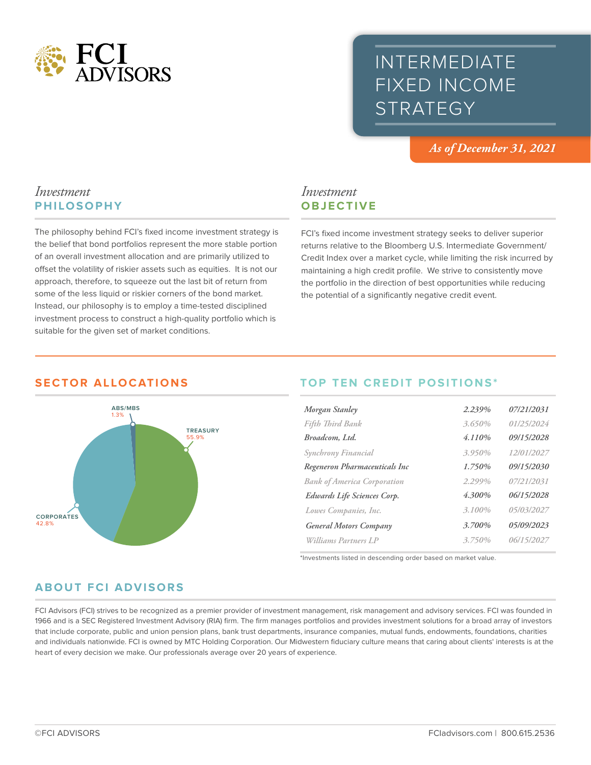FCI ADVISORS

# INTERMEDIATE FIXED INCOME STRATEGY

*As of December 31, 2021*

## *Investment* PHILOSOPHY

The philosophy behind FCI's fixed income investment strategy is the belief that bond portfolios represent the more stable portion of an overall investment allocation and are primarily utilized to offset the volatility of riskier assets such as equities. It is not our approach, therefore, to squeeze out the last bit of return from some of the less liquid or riskier corners of the bond market. Instead, our philosophy is to employ a time-tested disciplined investment process to construct a high-quality portfolio which is suitable for the given set of market conditions.

## *Investment* OBJECTIVE

FCI's fixed income investment strategy seeks to deliver superior returns relative to the Bloomberg U.S. Intermediate Government/ Credit Index over a market cycle, while limiting the risk incurred by maintaining a high credit profile. We strive to consistently move the portfolio in the direction of best opportunities while reducing the potential of a significantly negative credit event.

## SECTOR ALLOCATIONS

| Sector | Allocation |
|---|---|
| ABS/MBS | 1.3% |
| TREASURY | 55.9% |
| CORPORATES | 42.8% |

## TOP TEN CREDIT POSITIONS*

| Issuer | Coupon | Maturity |
|---|---|---|
| *Morgan Stanley* | 2.239% | 07/21/2031 |
| *Fifth Third Bank* | 3.650% | 01/25/2024 |
| *Broadcom, Ltd.* | 4.110% | 09/15/2028 |
| *Synchrony Financial* | 3.950% | 12/01/2027 |
| *Regeneron Pharmaceuticals Inc* | 1.750% | 09/15/2030 |
| *Bank of America Corporation* | 2.299% | 07/21/2031 |
| *Edwards Life Sciences Corp.* | 4.300% | 06/15/2028 |
| *Lowes Companies, Inc.* | 3.100% | 05/03/2027 |
| *General Motors Company* | 3.700% | 05/09/2023 |
| *Williams Partners LP* | 3.750% | 06/15/2027 |

*Investments listed in descending order based on market value.

## ABOUT FCI ADVISORS

FCI Advisors (FCI) strives to be recognized as a premier provider of investment management, risk management and advisory services. FCI was founded in 1966 and is a SEC Registered Investment Advisory (RIA) firm. The firm manages portfolios and provides investment solutions for a broad array of investors that include corporate, public and union pension plans, bank trust departments, insurance companies, mutual funds, endowments, foundations, charities and individuals nationwide. FCI is owned by MTC Holding Corporation. Our Midwestern fiduciary culture means that caring about clients' interests is at the heart of every decision we make. Our professionals average over 20 years of experience.

©FCI ADVISORS

FCIadvisors.com | 800.615.2536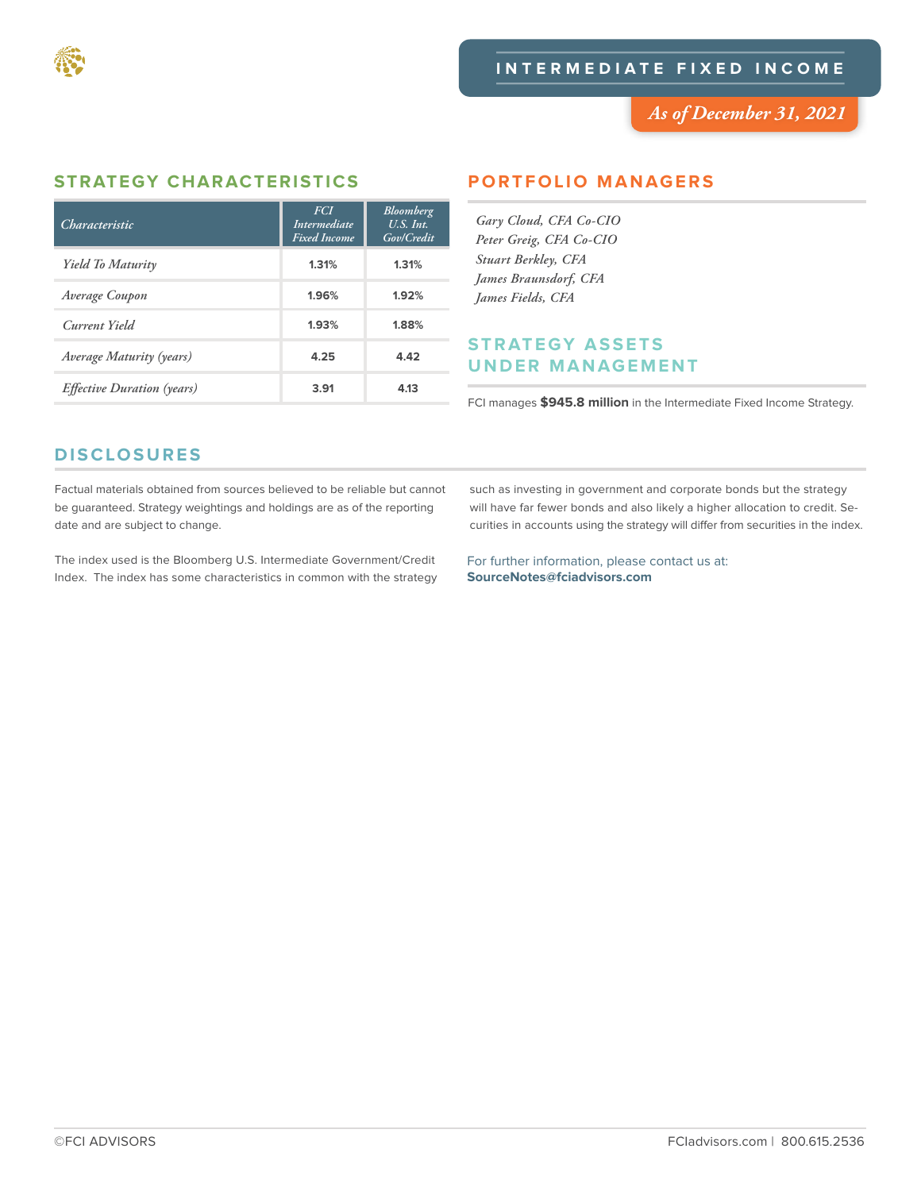# INTERMEDIATE FIXED INCOME

*As of December 31, 2021*

## STRATEGY CHARACTERISTICS

| *Characteristic* | *FCI Intermediate Fixed Income* | *Bloomberg U.S. Int. Gov/Credit* |
|---|---|---|
| *Yield To Maturity* | 1.31% | 1.31% |
| *Average Coupon* | 1.96% | 1.92% |
| *Current Yield* | 1.93% | 1.88% |
| *Average Maturity (years)* | 4.25 | 4.42 |
| *Effective Duration (years)* | 3.91 | 4.13 |

## PORTFOLIO MANAGERS

*Gary Cloud, CFA Co-CIO*
*Peter Greig, CFA Co-CIO*
*Stuart Berkley, CFA*
*James Braunsdorf, CFA*
*James Fields, CFA*

## STRATEGY ASSETS UNDER MANAGEMENT

FCI manages **$945.8 million** in the Intermediate Fixed Income Strategy.

## DISCLOSURES

Factual materials obtained from sources believed to be reliable but cannot be guaranteed. Strategy weightings and holdings are as of the reporting date and are subject to change.

The index used is the Bloomberg U.S. Intermediate Government/Credit Index. The index has some characteristics in common with the strategy such as investing in government and corporate bonds but the strategy will have far fewer bonds and also likely a higher allocation to credit. Securities in accounts using the strategy will differ from securities in the index.

For further information, please contact us at:
**SourceNotes@fciadvisors.com**

©FCI ADVISORS

FCIadvisors.com | 800.615.2536